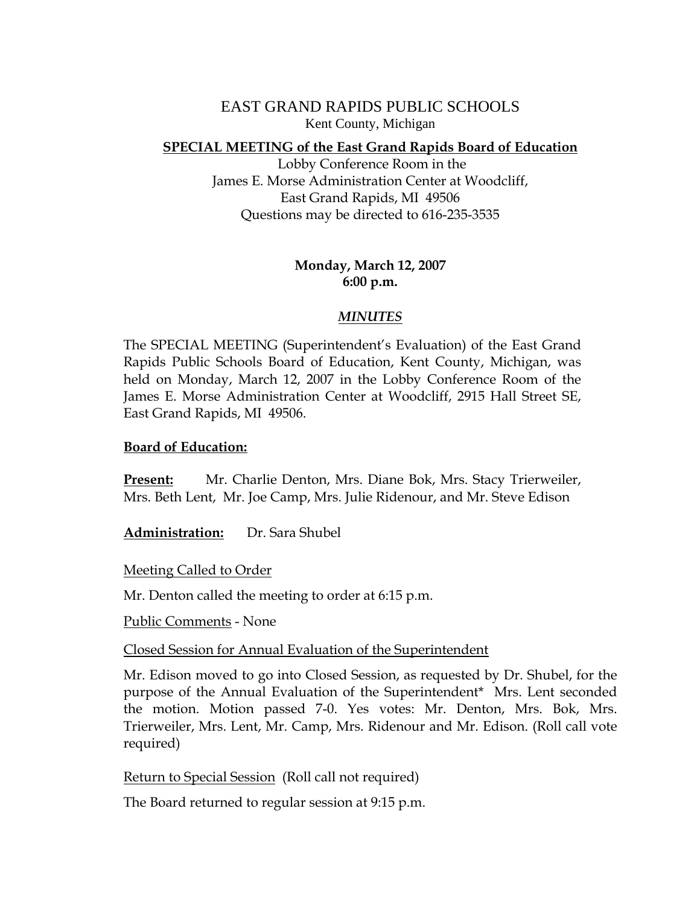# EAST GRAND RAPIDS PUBLIC SCHOOLS

Kent County, Michigan

**SPECIAL MEETING of the East Grand Rapids Board of Education**

Lobby Conference Room in the
James E. Morse Administration Center at Woodcliff,
East Grand Rapids, MI 49506
Questions may be directed to 616-235-3535

**Monday, March 12, 2007**
**6:00 p.m.**

***MINUTES***

The SPECIAL MEETING (Superintendent's Evaluation) of the East Grand Rapids Public Schools Board of Education, Kent County, Michigan, was held on Monday, March 12, 2007 in the Lobby Conference Room of the James E. Morse Administration Center at Woodcliff, 2915 Hall Street SE, East Grand Rapids, MI 49506.

**Board of Education:**

**Present:** Mr. Charlie Denton, Mrs. Diane Bok, Mrs. Stacy Trierweiler, Mrs. Beth Lent, Mr. Joe Camp, Mrs. Julie Ridenour, and Mr. Steve Edison

**Administration:** Dr. Sara Shubel

Meeting Called to Order

Mr. Denton called the meeting to order at 6:15 p.m.

Public Comments - None

Closed Session for Annual Evaluation of the Superintendent

Mr. Edison moved to go into Closed Session, as requested by Dr. Shubel, for the purpose of the Annual Evaluation of the Superintendent* Mrs. Lent seconded the motion. Motion passed 7-0. Yes votes: Mr. Denton, Mrs. Bok, Mrs. Trierweiler, Mrs. Lent, Mr. Camp, Mrs. Ridenour and Mr. Edison. (Roll call vote required)

Return to Special Session (Roll call not required)

The Board returned to regular session at 9:15 p.m.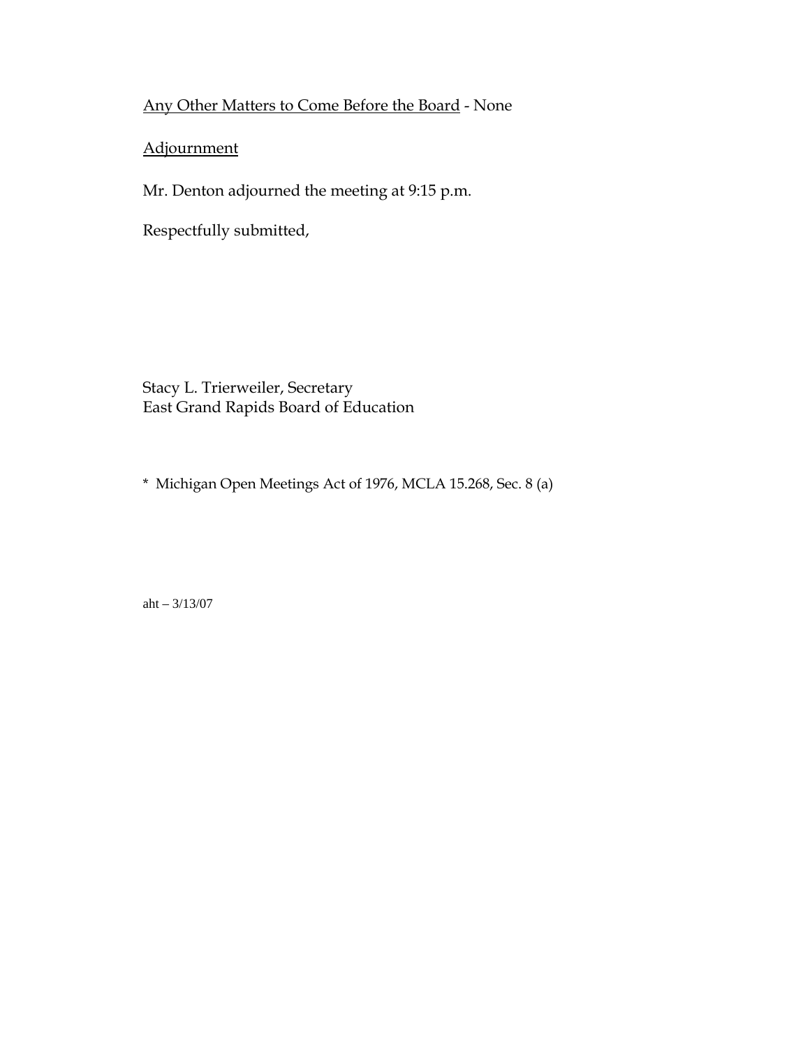<u>Any Other Matters to Come Before the Board</u> - None

<u>Adjournment</u>

Mr. Denton adjourned the meeting at 9:15 p.m.

Respectfully submitted,

Stacy L. Trierweiler, Secretary
East Grand Rapids Board of Education

* Michigan Open Meetings Act of 1976, MCLA 15.268, Sec. 8 (a)

aht – 3/13/07